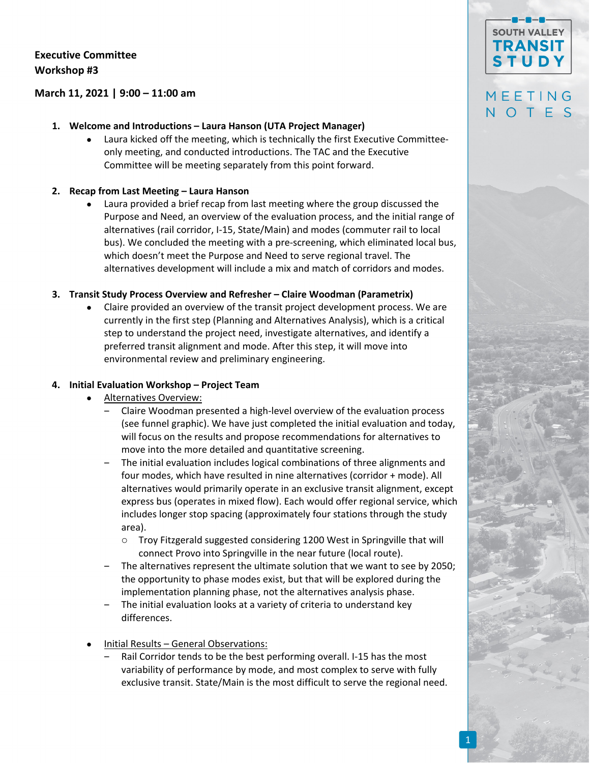**Executive Committee**
**Workshop #3**

**March 11, 2021 | 9:00 – 11:00 am**

SOUTH VALLEY TRANSIT STUDY

MEETING NOTES

1. **Welcome and Introductions – Laura Hanson (UTA Project Manager)**
   - Laura kicked off the meeting, which is technically the first Executive Committee-only meeting, and conducted introductions. The TAC and the Executive Committee will be meeting separately from this point forward.

2. **Recap from Last Meeting – Laura Hanson**
   - Laura provided a brief recap from last meeting where the group discussed the Purpose and Need, an overview of the evaluation process, and the initial range of alternatives (rail corridor, I-15, State/Main) and modes (commuter rail to local bus). We concluded the meeting with a pre-screening, which eliminated local bus, which doesn't meet the Purpose and Need to serve regional travel. The alternatives development will include a mix and match of corridors and modes.

3. **Transit Study Process Overview and Refresher – Claire Woodman (Parametrix)**
   - Claire provided an overview of the transit project development process. We are currently in the first step (Planning and Alternatives Analysis), which is a critical step to understand the project need, investigate alternatives, and identify a preferred transit alignment and mode. After this step, it will move into environmental review and preliminary engineering.

4. **Initial Evaluation Workshop – Project Team**
   - Alternatives Overview:
     - Claire Woodman presented a high-level overview of the evaluation process (see funnel graphic). We have just completed the initial evaluation and today, will focus on the results and propose recommendations for alternatives to move into the more detailed and quantitative screening.
     - The initial evaluation includes logical combinations of three alignments and four modes, which have resulted in nine alternatives (corridor + mode). All alternatives would primarily operate in an exclusive transit alignment, except express bus (operates in mixed flow). Each would offer regional service, which includes longer stop spacing (approximately four stations through the study area).
       - Troy Fitzgerald suggested considering 1200 West in Springville that will connect Provo into Springville in the near future (local route).
     - The alternatives represent the ultimate solution that we want to see by 2050; the opportunity to phase modes exist, but that will be explored during the implementation planning phase, not the alternatives analysis phase.
     - The initial evaluation looks at a variety of criteria to understand key differences.
   - Initial Results – General Observations:
     - Rail Corridor tends to be the best performing overall. I-15 has the most variability of performance by mode, and most complex to serve with fully exclusive transit. State/Main is the most difficult to serve the regional need.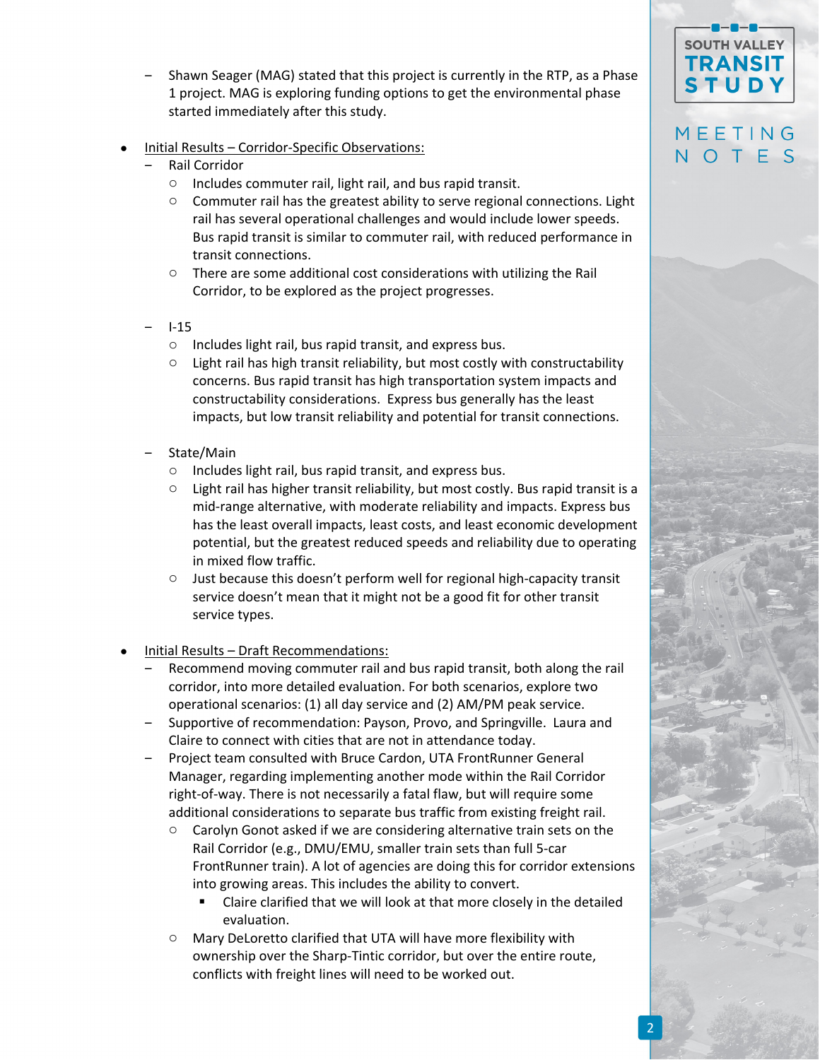- Shawn Seager (MAG) stated that this project is currently in the RTP, as a Phase 1 project. MAG is exploring funding options to get the environmental phase started immediately after this study.

- Initial Results – Corridor-Specific Observations:
  - Rail Corridor
    - Includes commuter rail, light rail, and bus rapid transit.
    - Commuter rail has the greatest ability to serve regional connections. Light rail has several operational challenges and would include lower speeds. Bus rapid transit is similar to commuter rail, with reduced performance in transit connections.
    - There are some additional cost considerations with utilizing the Rail Corridor, to be explored as the project progresses.

  - I-15
    - Includes light rail, bus rapid transit, and express bus.
    - Light rail has high transit reliability, but most costly with constructability concerns. Bus rapid transit has high transportation system impacts and constructability considerations. Express bus generally has the least impacts, but low transit reliability and potential for transit connections.

  - State/Main
    - Includes light rail, bus rapid transit, and express bus.
    - Light rail has higher transit reliability, but most costly. Bus rapid transit is a mid-range alternative, with moderate reliability and impacts. Express bus has the least overall impacts, least costs, and least economic development potential, but the greatest reduced speeds and reliability due to operating in mixed flow traffic.
    - Just because this doesn't perform well for regional high-capacity transit service doesn't mean that it might not be a good fit for other transit service types.

- Initial Results – Draft Recommendations:
  - Recommend moving commuter rail and bus rapid transit, both along the rail corridor, into more detailed evaluation. For both scenarios, explore two operational scenarios: (1) all day service and (2) AM/PM peak service.
  - Supportive of recommendation: Payson, Provo, and Springville. Laura and Claire to connect with cities that are not in attendance today.
  - Project team consulted with Bruce Cardon, UTA FrontRunner General Manager, regarding implementing another mode within the Rail Corridor right-of-way. There is not necessarily a fatal flaw, but will require some additional considerations to separate bus traffic from existing freight rail.
    - Carolyn Gonot asked if we are considering alternative train sets on the Rail Corridor (e.g., DMU/EMU, smaller train sets than full 5-car FrontRunner train). A lot of agencies are doing this for corridor extensions into growing areas. This includes the ability to convert.
      - Claire clarified that we will look at that more closely in the detailed evaluation.
    - Mary DeLoretto clarified that UTA will have more flexibility with ownership over the Sharp-Tintic corridor, but over the entire route, conflicts with freight lines will need to be worked out.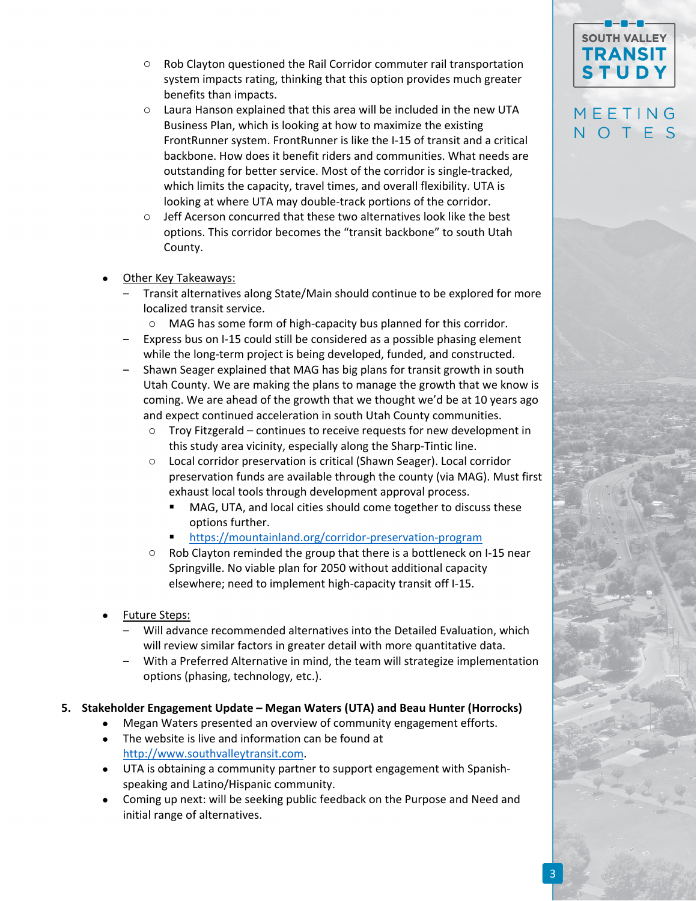- Rob Clayton questioned the Rail Corridor commuter rail transportation system impacts rating, thinking that this option provides much greater benefits than impacts.
- Laura Hanson explained that this area will be included in the new UTA Business Plan, which is looking at how to maximize the existing FrontRunner system. FrontRunner is like the I-15 of transit and a critical backbone. How does it benefit riders and communities. What needs are outstanding for better service. Most of the corridor is single-tracked, which limits the capacity, travel times, and overall flexibility. UTA is looking at where UTA may double-track portions of the corridor.
- Jeff Acerson concurred that these two alternatives look like the best options. This corridor becomes the "transit backbone" to south Utah County.

- Other Key Takeaways:
  - Transit alternatives along State/Main should continue to be explored for more localized transit service.
    - MAG has some form of high-capacity bus planned for this corridor.
  - Express bus on I-15 could still be considered as a possible phasing element while the long-term project is being developed, funded, and constructed.
  - Shawn Seager explained that MAG has big plans for transit growth in south Utah County. We are making the plans to manage the growth that we know is coming. We are ahead of the growth that we thought we'd be at 10 years ago and expect continued acceleration in south Utah County communities.
    - Troy Fitzgerald – continues to receive requests for new development in this study area vicinity, especially along the Sharp-Tintic line.
    - Local corridor preservation is critical (Shawn Seager). Local corridor preservation funds are available through the county (via MAG). Must first exhaust local tools through development approval process.
      - MAG, UTA, and local cities should come together to discuss these options further.
      - https://mountainland.org/corridor-preservation-program
    - Rob Clayton reminded the group that there is a bottleneck on I-15 near Springville. No viable plan for 2050 without additional capacity elsewhere; need to implement high-capacity transit off I-15.

- Future Steps:
  - Will advance recommended alternatives into the Detailed Evaluation, which will review similar factors in greater detail with more quantitative data.
  - With a Preferred Alternative in mind, the team will strategize implementation options (phasing, technology, etc.).

**5. Stakeholder Engagement Update – Megan Waters (UTA) and Beau Hunter (Horrocks)**

- Megan Waters presented an overview of community engagement efforts.
- The website is live and information can be found at http://www.southvalleytransit.com.
- UTA is obtaining a community partner to support engagement with Spanish-speaking and Latino/Hispanic community.
- Coming up next: will be seeking public feedback on the Purpose and Need and initial range of alternatives.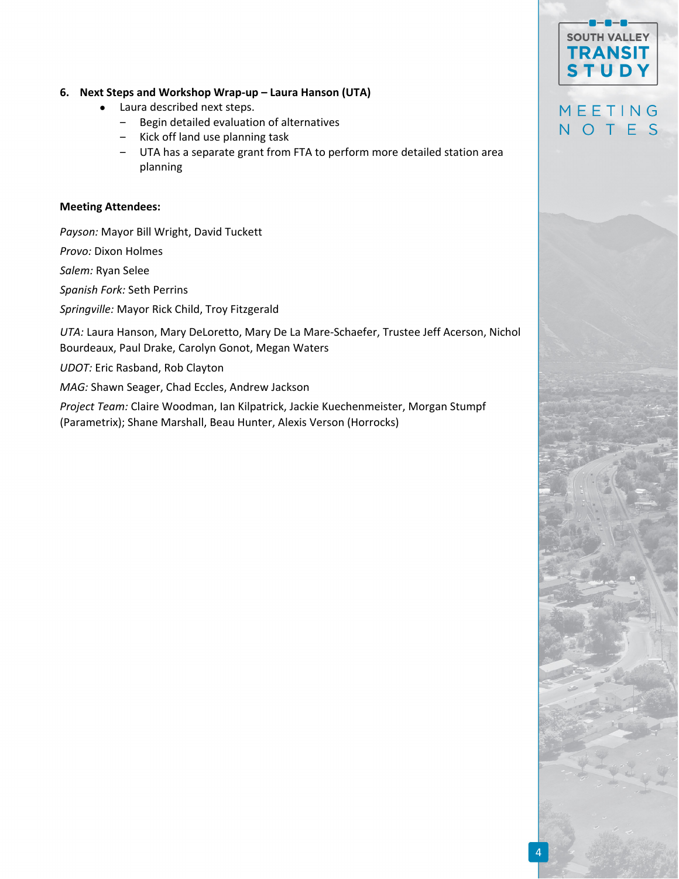6. **Next Steps and Workshop Wrap-up – Laura Hanson (UTA)**
   - Laura described next steps.
     - Begin detailed evaluation of alternatives
     - Kick off land use planning task
     - UTA has a separate grant from FTA to perform more detailed station area planning

**Meeting Attendees:**

*Payson:* Mayor Bill Wright, David Tuckett

*Provo:* Dixon Holmes

*Salem:* Ryan Selee

*Spanish Fork:* Seth Perrins

*Springville:* Mayor Rick Child, Troy Fitzgerald

*UTA:* Laura Hanson, Mary DeLoretto, Mary De La Mare-Schaefer, Trustee Jeff Acerson, Nichol Bourdeaux, Paul Drake, Carolyn Gonot, Megan Waters

*UDOT:* Eric Rasband, Rob Clayton

*MAG:* Shawn Seager, Chad Eccles, Andrew Jackson

*Project Team:* Claire Woodman, Ian Kilpatrick, Jackie Kuechenmeister, Morgan Stumpf (Parametrix); Shane Marshall, Beau Hunter, Alexis Verson (Horrocks)